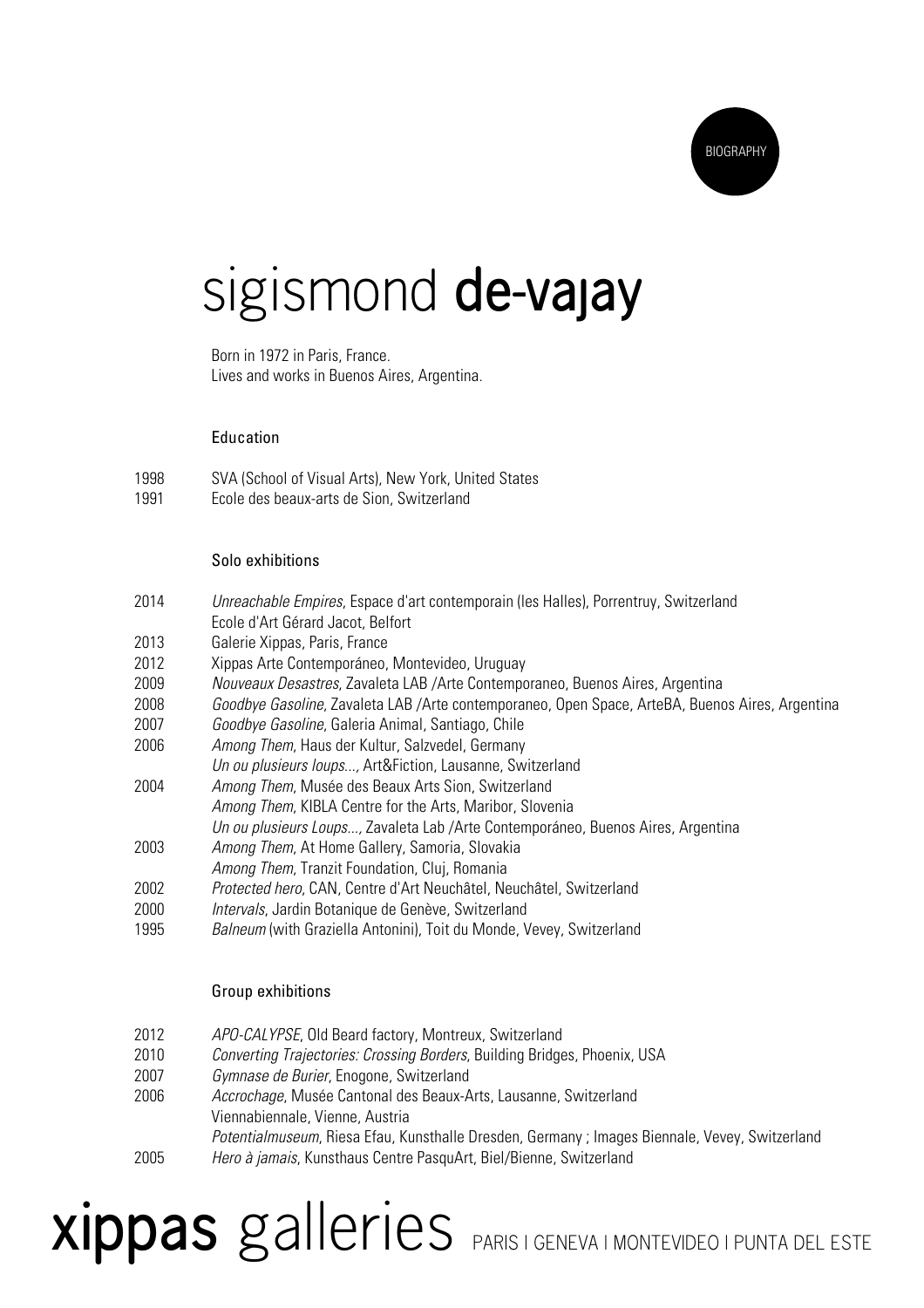BIOGRAPHY

# sigismond **de-vajay**

Born in 1972 in Paris, France.
Lives and works in Buenos Aires, Argentina.

## Education

1998 SVA (School of Visual Arts), New York, United States
1991 Ecole des beaux-arts de Sion, Switzerland

## Solo exhibitions

2014 *Unreachable Empires*, Espace d'art contemporain (les Halles), Porrentruy, Switzerland
Ecole d'Art Gérard Jacot, Belfort
2013 Galerie Xippas, Paris, France
2012 Xippas Arte Contemporáneo, Montevideo, Uruguay
2009 *Nouveaux Desastres*, Zavaleta LAB /Arte Contemporaneo, Buenos Aires, Argentina
2008 *Goodbye Gasoline*, Zavaleta LAB /Arte contemporaneo, Open Space, ArteBA, Buenos Aires, Argentina
2007 *Goodbye Gasoline*, Galeria Animal, Santiago, Chile
2006 *Among Them*, Haus der Kultur, Salzvedel, Germany
*Un ou plusieurs loups...*, Art&Fiction, Lausanne, Switzerland
2004 *Among Them*, Musée des Beaux Arts Sion, Switzerland
*Among Them*, KIBLA Centre for the Arts, Maribor, Slovenia
*Un ou plusieurs Loups...*, Zavaleta Lab /Arte Contemporáneo, Buenos Aires, Argentina
2003 *Among Them*, At Home Gallery, Samoria, Slovakia
*Among Them*, Tranzit Foundation, Cluj, Romania
2002 *Protected hero*, CAN, Centre d'Art Neuchâtel, Neuchâtel, Switzerland
2000 *Intervals*, Jardin Botanique de Genève, Switzerland
1995 *Balneum* (with Graziella Antonini), Toit du Monde, Vevey, Switzerland

## Group exhibitions

2012 *APO-CALYPSE*, Old Beard factory, Montreux, Switzerland
2010 *Converting Trajectories: Crossing Borders*, Building Bridges, Phoenix, USA
2007 *Gymnase de Burier*, Enogone, Switzerland
2006 *Accrochage*, Musée Cantonal des Beaux-Arts, Lausanne, Switzerland
Viennabiennale, Vienne, Austria
*Potentialmuseum*, Riesa Efau, Kunsthalle Dresden, Germany ; Images Biennale, Vevey, Switzerland
2005 *Hero à jamais*, Kunsthaus Centre PasquArt, Biel/Bienne, Switzerland

**xippas** galleries PARIS I GENEVA I MONTEVIDEO I PUNTA DEL ESTE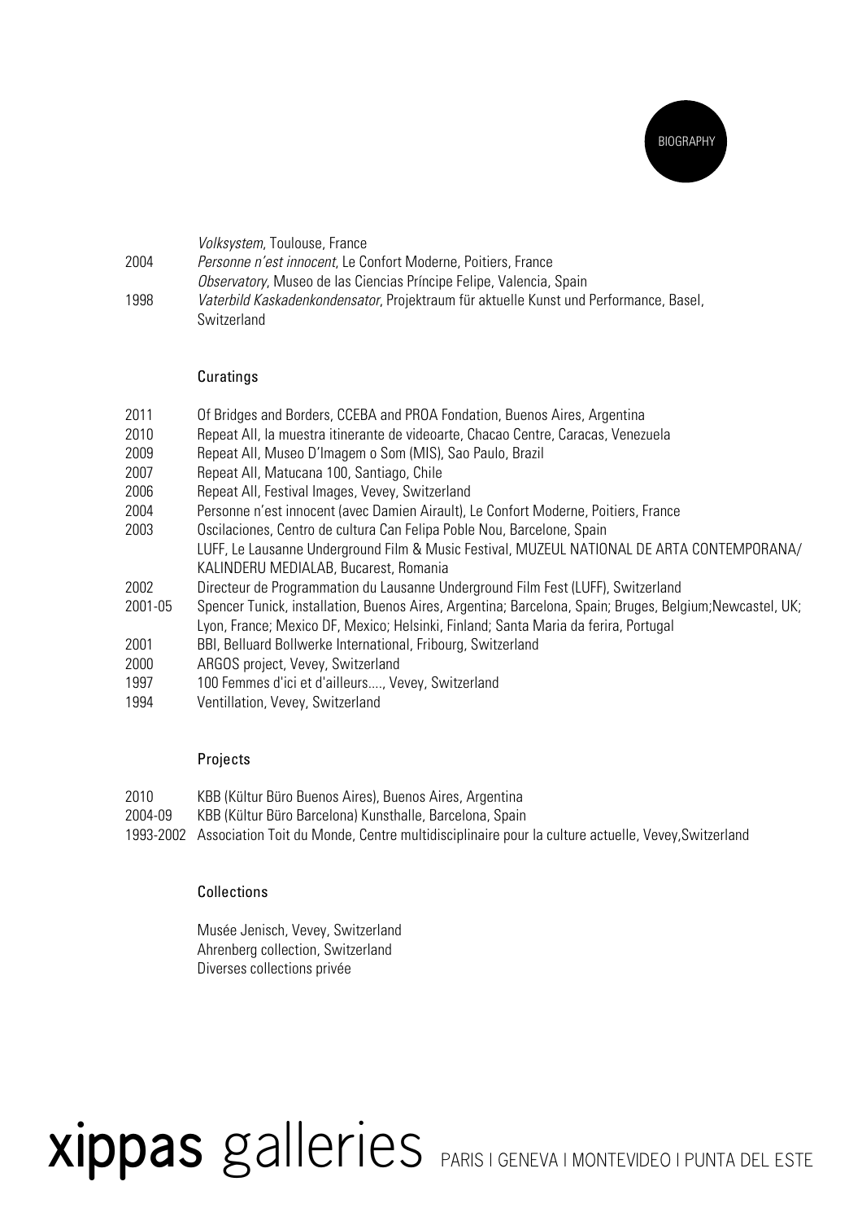*Volksystem*, Toulouse, France

2004 *Personne n'est innocent*, Le Confort Moderne, Poitiers, France
*Observatory*, Museo de las Ciencias Príncipe Felipe, Valencia, Spain

1998 *Vaterbild Kaskadenkondensator*, Projektraum für aktuelle Kunst und Performance, Basel, Switzerland

## Curatings

2011 Of Bridges and Borders, CCEBA and PROA Fondation, Buenos Aires, Argentina
2010 Repeat All, la muestra itinerante de videoarte, Chacao Centre, Caracas, Venezuela
2009 Repeat All, Museo D'Imagem o Som (MIS), Sao Paulo, Brazil
2007 Repeat All, Matucana 100, Santiago, Chile
2006 Repeat All, Festival Images, Vevey, Switzerland
2004 Personne n'est innocent (avec Damien Airault), Le Confort Moderne, Poitiers, France
2003 Oscilaciones, Centro de cultura Can Felipa Poble Nou, Barcelone, Spain
LUFF, Le Lausanne Underground Film & Music Festival, MUZEUL NATIONAL DE ARTA CONTEMPORANA/ KALINDERU MEDIALAB, Bucarest, Romania
2002 Directeur de Programmation du Lausanne Underground Film Fest (LUFF), Switzerland
2001-05 Spencer Tunick, installation, Buenos Aires, Argentina; Barcelona, Spain; Bruges, Belgium;Newcastel, UK; Lyon, France; Mexico DF, Mexico; Helsinki, Finland; Santa Maria da ferira, Portugal
2001 BBI, Belluard Bollwerke International, Fribourg, Switzerland
2000 ARGOS project, Vevey, Switzerland
1997 100 Femmes d'ici et d'ailleurs...., Vevey, Switzerland
1994 Ventillation, Vevey, Switzerland

## Projects

2010 KBB (Kültur Büro Buenos Aires), Buenos Aires, Argentina
2004-09 KBB (Kültur Büro Barcelona) Kunsthalle, Barcelona, Spain
1993-2002 Association Toit du Monde, Centre multidisciplinaire pour la culture actuelle, Vevey,Switzerland

## Collections

Musée Jenisch, Vevey, Switzerland
Ahrenberg collection, Switzerland
Diverses collections privée